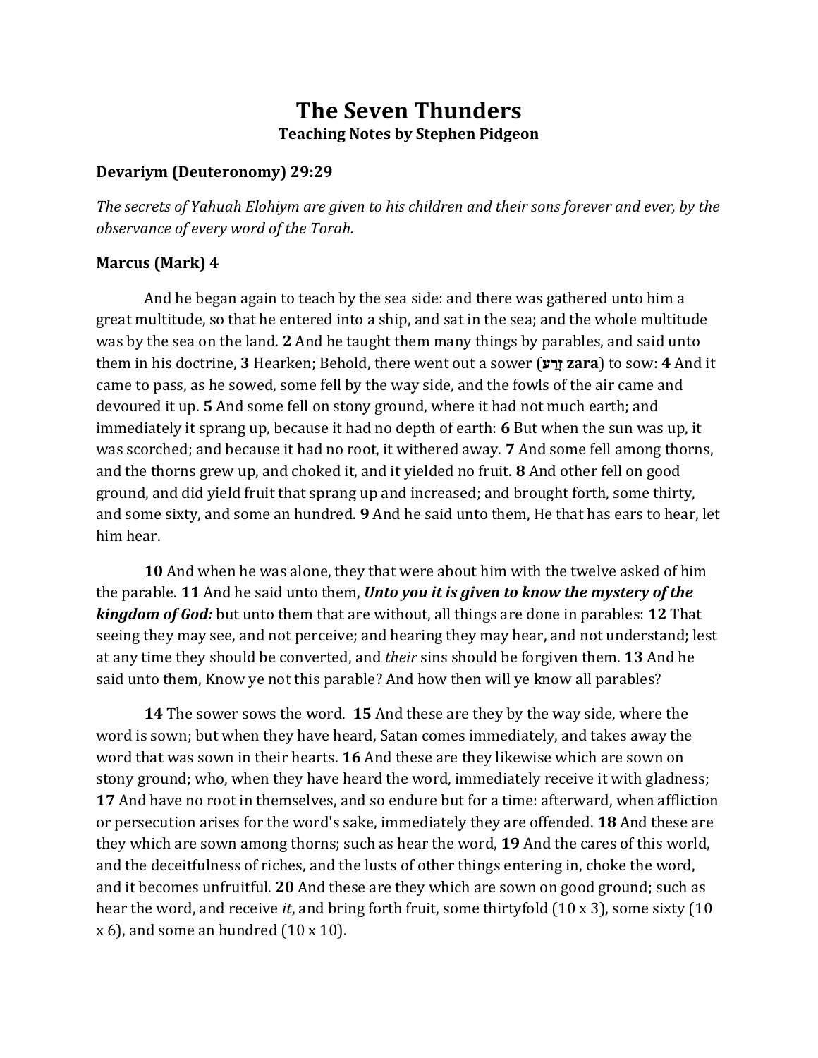# The Seven Thunders
### Teaching Notes by Stephen Pidgeon

**Devariym (Deuteronomy) 29:29**

*The secrets of Yahuah Elohiym are given to his children and their sons forever and ever, by the observance of every word of the Torah.*

**Marcus (Mark) 4**

And he began again to teach by the sea side: and there was gathered unto him a great multitude, so that he entered into a ship, and sat in the sea; and the whole multitude was by the sea on the land. **2** And he taught them many things by parables, and said unto them in his doctrine, **3** Hearken; Behold, there went out a sower (**זָרַע zara**) to sow: **4** And it came to pass, as he sowed, some fell by the way side, and the fowls of the air came and devoured it up. **5** And some fell on stony ground, where it had not much earth; and immediately it sprang up, because it had no depth of earth: **6** But when the sun was up, it was scorched; and because it had no root, it withered away. **7** And some fell among thorns, and the thorns grew up, and choked it, and it yielded no fruit. **8** And other fell on good ground, and did yield fruit that sprang up and increased; and brought forth, some thirty, and some sixty, and some an hundred. **9** And he said unto them, He that has ears to hear, let him hear.

**10** And when he was alone, they that were about him with the twelve asked of him the parable. **11** And he said unto them, ***Unto you it is given to know the mystery of the kingdom of God:*** but unto them that are without, all things are done in parables: **12** That seeing they may see, and not perceive; and hearing they may hear, and not understand; lest at any time they should be converted, and *their* sins should be forgiven them. **13** And he said unto them, Know ye not this parable? And how then will ye know all parables?

**14** The sower sows the word. **15** And these are they by the way side, where the word is sown; but when they have heard, Satan comes immediately, and takes away the word that was sown in their hearts. **16** And these are they likewise which are sown on stony ground; who, when they have heard the word, immediately receive it with gladness; **17** And have no root in themselves, and so endure but for a time: afterward, when affliction or persecution arises for the word's sake, immediately they are offended. **18** And these are they which are sown among thorns; such as hear the word, **19** And the cares of this world, and the deceitfulness of riches, and the lusts of other things entering in, choke the word, and it becomes unfruitful. **20** And these are they which are sown on good ground; such as hear the word, and receive *it*, and bring forth fruit, some thirtyfold (10 x 3), some sixty (10 x 6), and some an hundred (10 x 10).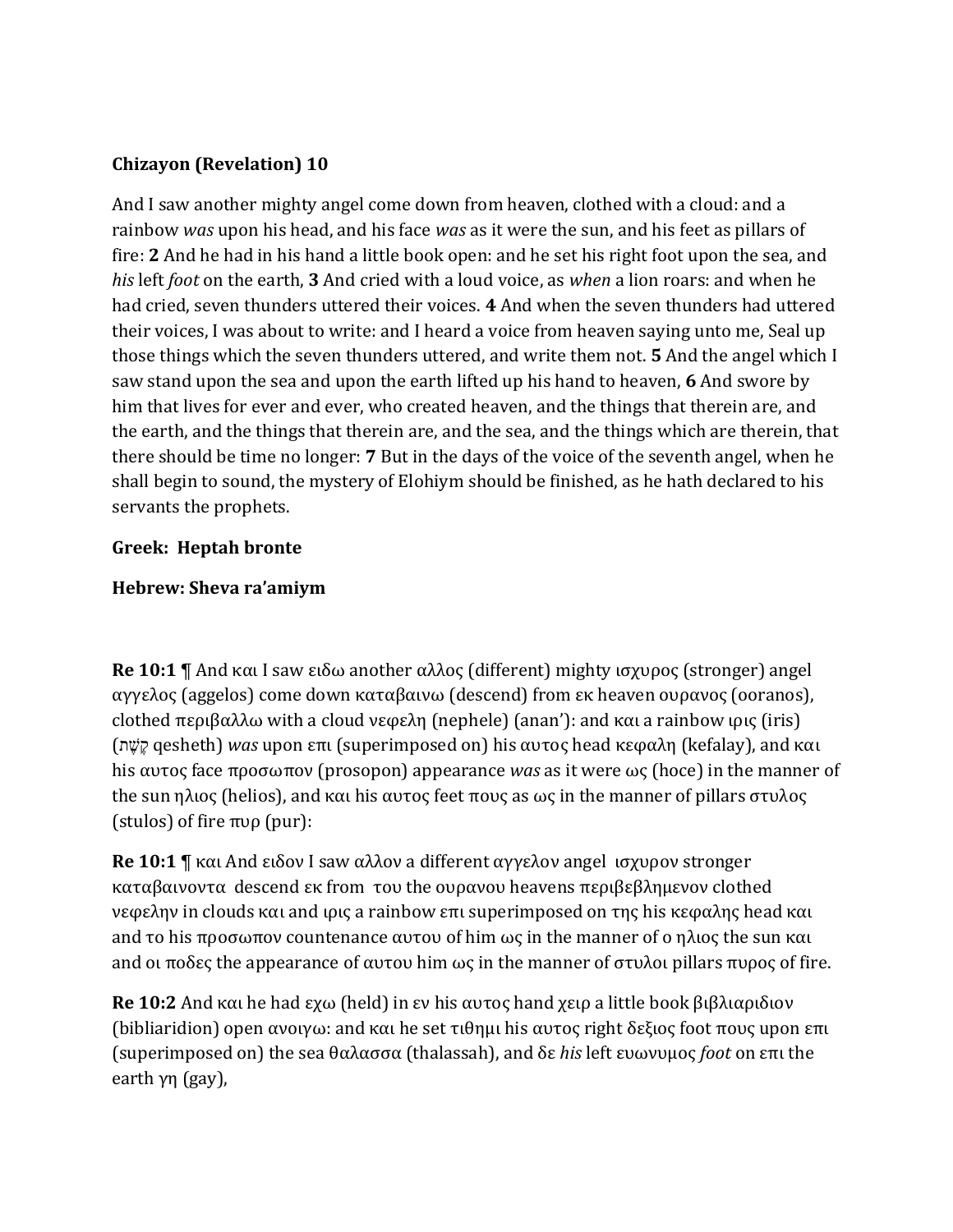**Chizayon (Revelation) 10**

And I saw another mighty angel come down from heaven, clothed with a cloud: and a rainbow *was* upon his head, and his face *was* as it were the sun, and his feet as pillars of fire: **2** And he had in his hand a little book open: and he set his right foot upon the sea, and *his* left *foot* on the earth, **3** And cried with a loud voice, as *when* a lion roars: and when he had cried, seven thunders uttered their voices. **4** And when the seven thunders had uttered their voices, I was about to write: and I heard a voice from heaven saying unto me, Seal up those things which the seven thunders uttered, and write them not. **5** And the angel which I saw stand upon the sea and upon the earth lifted up his hand to heaven, **6** And swore by him that lives for ever and ever, who created heaven, and the things that therein are, and the earth, and the things that therein are, and the sea, and the things which are therein, that there should be time no longer: **7** But in the days of the voice of the seventh angel, when he shall begin to sound, the mystery of Elohiym should be finished, as he hath declared to his servants the prophets.

**Greek: Heptah bronte**

**Hebrew: Sheva ra'amiym**

**Re 10:1** ¶ And και I saw ειδω another αλλος (different) mighty ισχυρος (stronger) angel αγγελος (aggelos) come down καταβαινω (descend) from εκ heaven ουρανος (ooranos), clothed περιβαλλω with a cloud νεφελη (nephele) (anan'): and και a rainbow ιρις (iris) (קֶשֶׁת qesheth) *was* upon επι (superimposed on) his αυτος head κεφαλη (kefalay), and και his αυτος face προσωπον (prosopon) appearance *was* as it were ως (hoce) in the manner of the sun ηλιος (helios), and και his αυτος feet πους as ως in the manner of pillars στυλος (stulos) of fire πυρ (pur):

**Re 10:1** ¶ και And ειδον I saw αλλον a different αγγελον angel ισχυρον stronger καταβαινοντα descend εκ from του the ουρανου heavens περιβεβλημενον clothed νεφελην in clouds και and ιρις a rainbow επι superimposed on της his κεφαλης head και and το his προσωπον countenance αυτου of him ως in the manner of ο ηλιος the sun και and οι ποδες the appearance of αυτου him ως in the manner of στυλοι pillars πυρος of fire.

**Re 10:2** And και he had εχω (held) in εν his αυτος hand χειρ a little book βιβλιαριδιον (bibliaridion) open ανοιγω: and και he set τιθημι his αυτος right δεξιος foot πους upon επι (superimposed on) the sea θαλασσα (thalassah), and δε *his* left ευωνυμος *foot* on επι the earth γη (gay),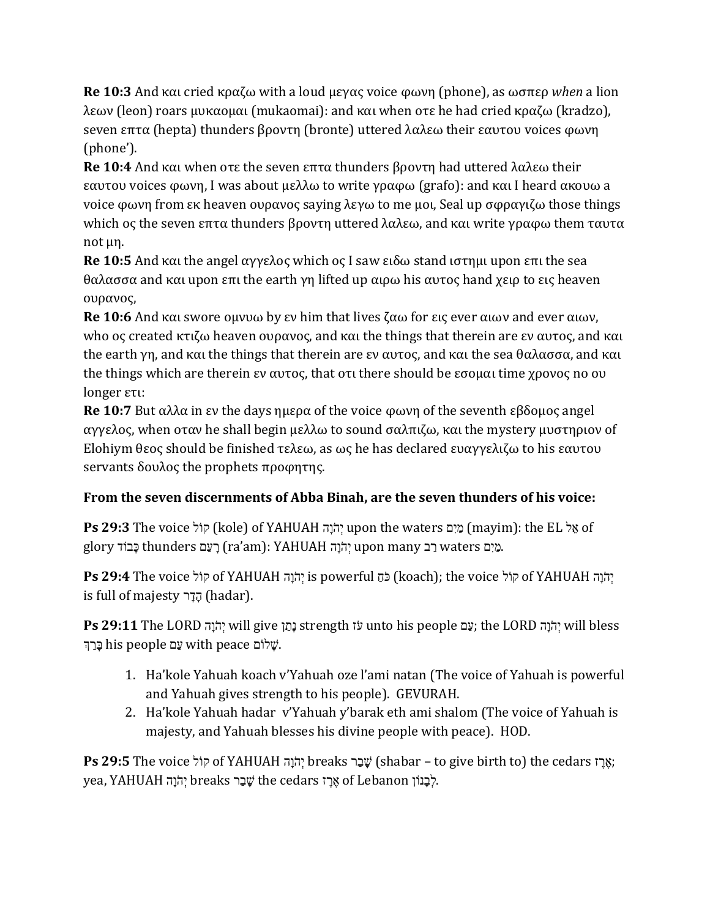**Re 10:3** And και cried κραζω with a loud μεγας voice φωνη (phone), as ωσπερ *when* a lion λεων (leon) roars μυκαομαι (mukaomai): and και when οτε he had cried κραζω (kradzo), seven επτα (hepta) thunders βροντη (bronte) uttered λαλεω their εαυτου voices φωνη (phone').

**Re 10:4** And και when οτε the seven επτα thunders βροντη had uttered λαλεω their εαυτου voices φωνη, I was about μελλω to write γραφω (grafo): and και I heard ακουω a voice φωνη from εκ heaven ουρανος saying λεγω to me μοι, Seal up σφραγιζω those things which ος the seven επτα thunders βροντη uttered λαλεω, and και write γραφω them ταυτα not μη.

**Re 10:5** And και the angel αγγελος which ος I saw ειδω stand ιστημι upon επι the sea θαλασσα and και upon επι the earth γη lifted up αιρω his αυτος hand χειρ to εις heaven ουρανος,

**Re 10:6** And και swore ομνυω by εν him that lives ζαω for εις ever αιων and ever αιων, who ος created κτιζω heaven ουρανος, and και the things that therein are εν αυτος, and και the earth γη, and και the things that therein are εν αυτος, and και the sea θαλασσα, and και the things which are therein εν αυτος, that οτι there should be εσομαι time χρονος no ου longer ετι:

**Re 10:7** But αλλα in εν the days ημερα of the voice φωνη of the seventh εβδομος angel αγγελος, when οταν he shall begin μελλω to sound σαλπιζω, και the mystery μυστηριον of Elohiym θεος should be finished τελεω, as ως he has declared ευαγγελιζω to his εαυτου servants δουλος the prophets προφητης.

**From the seven discernments of Abba Binah, are the seven thunders of his voice:**

**Ps 29:3** The voice קוֹל (kole) of YAHUAH יְהֹוָה upon the waters מַיִם (mayim): the EL אֵל of glory כָּבוֹד thunders רָעַם (ra'am): YAHUAH יְהֹוָה upon many רַב waters מַיִם.

**Ps 29:4** The voice קוֹל of YAHUAH יְהֹוָה is powerful כֹּחַ (koach); the voice קוֹל of YAHUAH יְהֹוָה is full of majesty הָדָר (hadar).

**Ps 29:11** The LORD יְהֹוָה will give נָתַן strength עֹז unto his people עַם; the LORD יְהֹוָה will bless בָּרַךְ his people עַם with peace שָׁלוֹם.

1. Ha'kole Yahuah koach v'Yahuah oze l'ami natan (The voice of Yahuah is powerful and Yahuah gives strength to his people). GEVURAH.
2. Ha'kole Yahuah hadar v'Yahuah y'barak eth ami shalom (The voice of Yahuah is majesty, and Yahuah blesses his divine people with peace). HOD.

**Ps 29:5** The voice קוֹל of YAHUAH יְהֹוָה breaks שָׁבַר (shabar – to give birth to) the cedars אֶרֶז; yea, YAHUAH יְהֹוָה breaks שָׁבַר the cedars אֶרֶז of Lebanon לְבָנוֹן.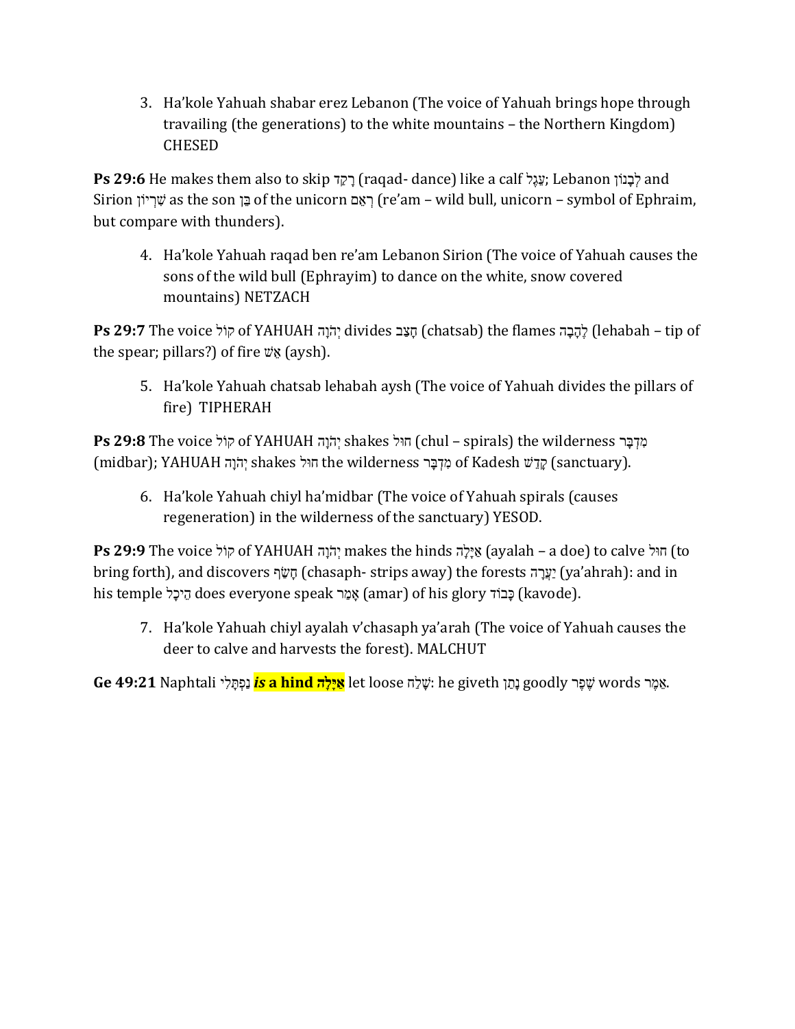3. Ha'kole Yahuah shabar erez Lebanon (The voice of Yahuah brings hope through travailing (the generations) to the white mountains – the Northern Kingdom) CHESED

**Ps 29:6** He makes them also to skip רָקַד (raqad- dance) like a calf עֵגֶל; Lebanon לְבָנוֹן and Sirion שִׂרְיוֹן as the son בֵּן of the unicorn רְאֵם (re'am – wild bull, unicorn – symbol of Ephraim, but compare with thunders).

4. Ha'kole Yahuah raqad ben re'am Lebanon Sirion (The voice of Yahuah causes the sons of the wild bull (Ephrayim) to dance on the white, snow covered mountains) NETZACH

**Ps 29:7** The voice קוֹל of YAHUAH יְהֹוָה divides חָצַב (chatsab) the flames לֶהָבָה (lehabah – tip of the spear; pillars?) of fire אֵשׁ (aysh).

5. Ha'kole Yahuah chatsab lehabah aysh (The voice of Yahuah divides the pillars of fire) TIPHERAH

**Ps 29:8** The voice קוֹל of YAHUAH יְהֹוָה shakes חוּל (chul – spirals) the wilderness מִדְבָּר (midbar); YAHUAH יְהֹוָה shakes חוּל the wilderness מִדְבָּר of Kadesh קָדֵשׁ (sanctuary).

6. Ha'kole Yahuah chiyl ha'midbar (The voice of Yahuah spirals (causes regeneration) in the wilderness of the sanctuary) YESOD.

**Ps 29:9** The voice קוֹל of YAHUAH יְהֹוָה makes the hinds אַיָּלָה (ayalah – a doe) to calve חוּל (to bring forth), and discovers חָשַׂף (chasaph- strips away) the forests יַעְרָה (ya'ahrah): and in his temple הֵיכָל does everyone speak אָמַר (amar) of his glory כָּבוֹד (kavode).

7. Ha'kole Yahuah chiyl ayalah v'chasaph ya'arah (The voice of Yahuah causes the deer to calve and harvests the forest). MALCHUT

**Ge 49:21** Naphtali נַפְתָּלִי ***is* a hind אַיָּלָה** let loose שָׁלַח: he giveth נָתַן goodly שֶׁפֶר words אֵמֶר.